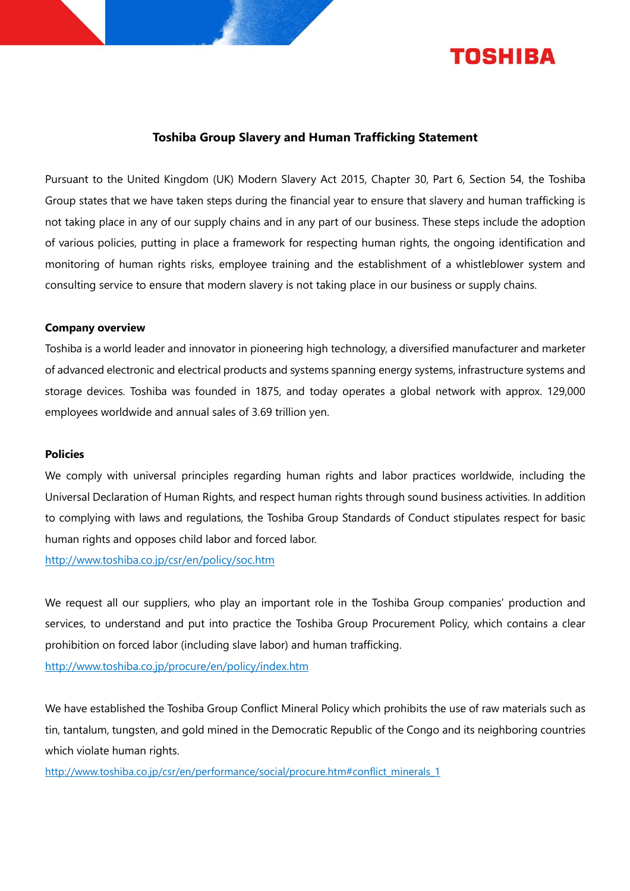TOSHIBA

# Toshiba Group Slavery and Human Trafficking Statement

Pursuant to the United Kingdom (UK) Modern Slavery Act 2015, Chapter 30, Part 6, Section 54, the Toshiba Group states that we have taken steps during the financial year to ensure that slavery and human trafficking is not taking place in any of our supply chains and in any part of our business. These steps include the adoption of various policies, putting in place a framework for respecting human rights, the ongoing identification and monitoring of human rights risks, employee training and the establishment of a whistleblower system and consulting service to ensure that modern slavery is not taking place in our business or supply chains.

**Company overview**

Toshiba is a world leader and innovator in pioneering high technology, a diversified manufacturer and marketer of advanced electronic and electrical products and systems spanning energy systems, infrastructure systems and storage devices. Toshiba was founded in 1875, and today operates a global network with approx. 129,000 employees worldwide and annual sales of 3.69 trillion yen.

**Policies**

We comply with universal principles regarding human rights and labor practices worldwide, including the Universal Declaration of Human Rights, and respect human rights through sound business activities. In addition to complying with laws and regulations, the Toshiba Group Standards of Conduct stipulates respect for basic human rights and opposes child labor and forced labor.

http://www.toshiba.co.jp/csr/en/policy/soc.htm

We request all our suppliers, who play an important role in the Toshiba Group companies' production and services, to understand and put into practice the Toshiba Group Procurement Policy, which contains a clear prohibition on forced labor (including slave labor) and human trafficking.

http://www.toshiba.co.jp/procure/en/policy/index.htm

We have established the Toshiba Group Conflict Mineral Policy which prohibits the use of raw materials such as tin, tantalum, tungsten, and gold mined in the Democratic Republic of the Congo and its neighboring countries which violate human rights.

http://www.toshiba.co.jp/csr/en/performance/social/procure.htm#conflict_minerals_1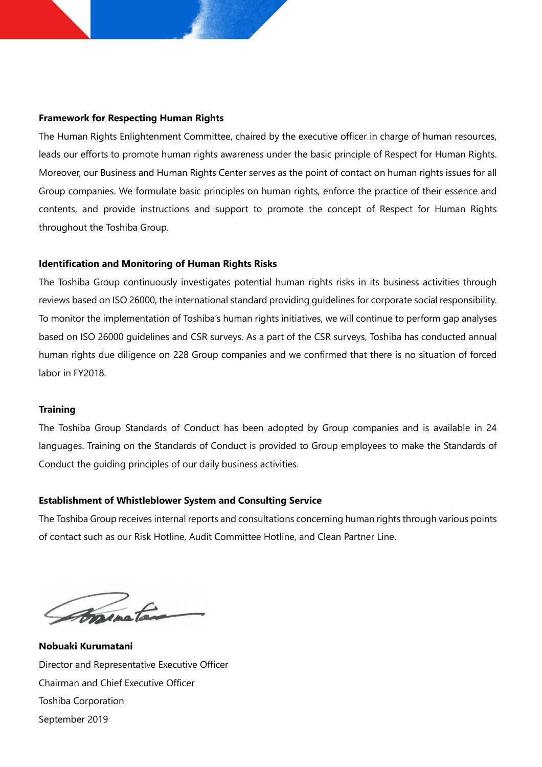**Framework for Respecting Human Rights**

The Human Rights Enlightenment Committee, chaired by the executive officer in charge of human resources, leads our efforts to promote human rights awareness under the basic principle of Respect for Human Rights. Moreover, our Business and Human Rights Center serves as the point of contact on human rights issues for all Group companies. We formulate basic principles on human rights, enforce the practice of their essence and contents, and provide instructions and support to promote the concept of Respect for Human Rights throughout the Toshiba Group.

**Identification and Monitoring of Human Rights Risks**

The Toshiba Group continuously investigates potential human rights risks in its business activities through reviews based on ISO 26000, the international standard providing guidelines for corporate social responsibility. To monitor the implementation of Toshiba's human rights initiatives, we will continue to perform gap analyses based on ISO 26000 guidelines and CSR surveys. As a part of the CSR surveys, Toshiba has conducted annual human rights due diligence on 228 Group companies and we confirmed that there is no situation of forced labor in FY2018.

**Training**

The Toshiba Group Standards of Conduct has been adopted by Group companies and is available in 24 languages. Training on the Standards of Conduct is provided to Group employees to make the Standards of Conduct the guiding principles of our daily business activities.

**Establishment of Whistleblower System and Consulting Service**

The Toshiba Group receives internal reports and consultations concerning human rights through various points of contact such as our Risk Hotline, Audit Committee Hotline, and Clean Partner Line.

**Nobuaki Kurumatani**
Director and Representative Executive Officer
Chairman and Chief Executive Officer
Toshiba Corporation
September 2019